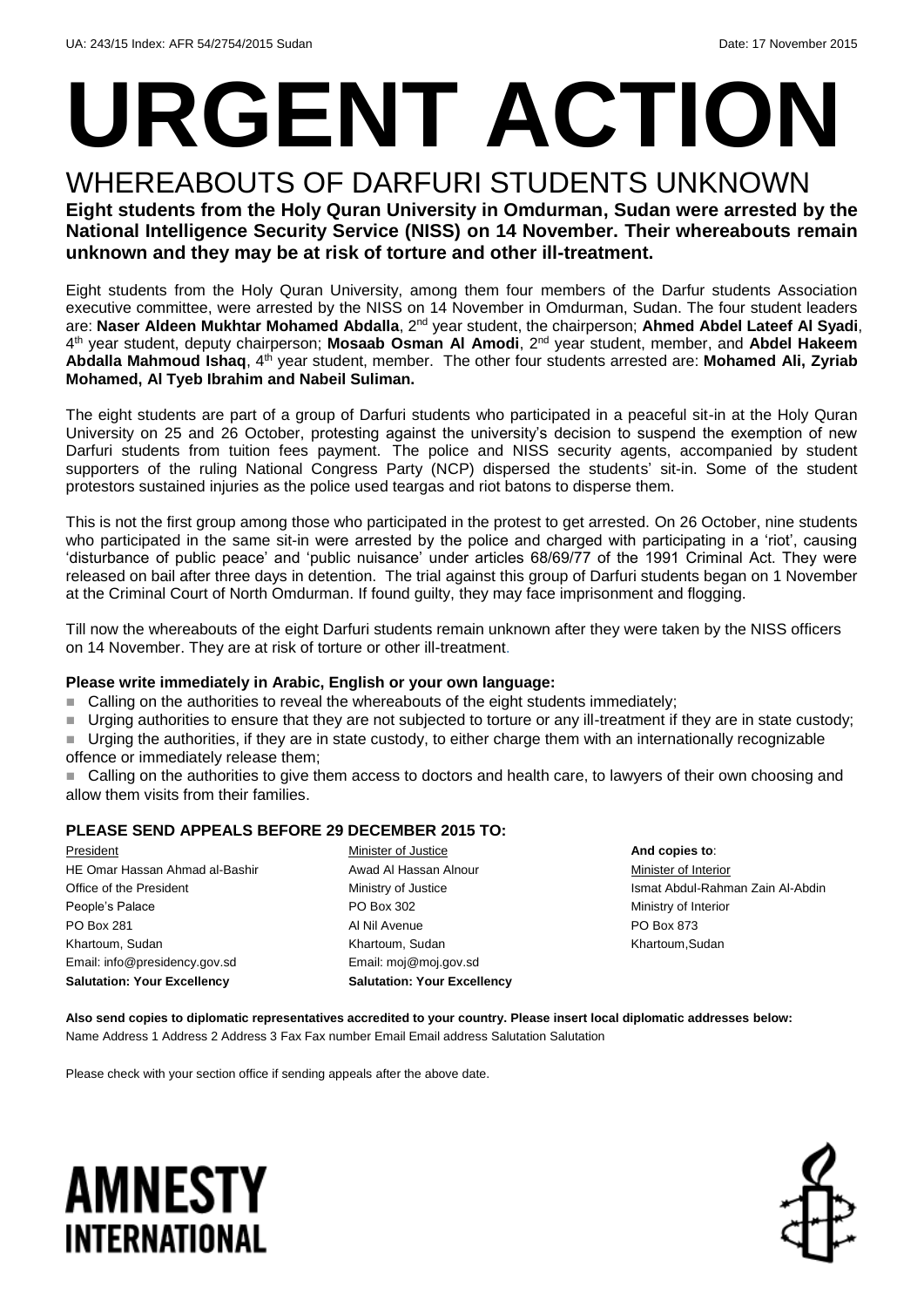UA: 243/15 Index: AFR 54/2754/2015 Sudan Date: 17 November 2015

# URGENT ACTION

## WHEREABOUTS OF DARFURI STUDENTS UNKNOWN

**Eight students from the Holy Quran University in Omdurman, Sudan were arrested by the National Intelligence Security Service (NISS) on 14 November. Their whereabouts remain unknown and they may be at risk of torture and other ill-treatment.**

Eight students from the Holy Quran University, among them four members of the Darfur students Association executive committee, were arrested by the NISS on 14 November in Omdurman, Sudan. The four student leaders are: **Naser Aldeen Mukhtar Mohamed Abdalla**, 2nd year student, the chairperson; **Ahmed Abdel Lateef Al Syadi**, 4th year student, deputy chairperson; **Mosaab Osman Al Amodi**, 2nd year student, member, and **Abdel Hakeem Abdalla Mahmoud Ishaq**, 4th year student, member. The other four students arrested are: **Mohamed Ali, Zyriab Mohamed, Al Tyeb Ibrahim and Nabeil Suliman.**

The eight students are part of a group of Darfuri students who participated in a peaceful sit-in at the Holy Quran University on 25 and 26 October, protesting against the university's decision to suspend the exemption of new Darfuri students from tuition fees payment. The police and NISS security agents, accompanied by student supporters of the ruling National Congress Party (NCP) dispersed the students' sit-in. Some of the student protestors sustained injuries as the police used teargas and riot batons to disperse them.

This is not the first group among those who participated in the protest to get arrested. On 26 October, nine students who participated in the same sit-in were arrested by the police and charged with participating in a 'riot', causing 'disturbance of public peace' and 'public nuisance' under articles 68/69/77 of the 1991 Criminal Act. They were released on bail after three days in detention. The trial against this group of Darfuri students began on 1 November at the Criminal Court of North Omdurman. If found guilty, they may face imprisonment and flogging.

Till now the whereabouts of the eight Darfuri students remain unknown after they were taken by the NISS officers on 14 November. They are at risk of torture or other ill-treatment.

**Please write immediately in Arabic, English or your own language:**

- Calling on the authorities to reveal the whereabouts of the eight students immediately;
- Urging authorities to ensure that they are not subjected to torture or any ill-treatment if they are in state custody;
- Urging the authorities, if they are in state custody, to either charge them with an internationally recognizable offence or immediately release them;
- Calling on the authorities to give them access to doctors and health care, to lawyers of their own choosing and allow them visits from their families.

**PLEASE SEND APPEALS BEFORE 29 DECEMBER 2015 TO:**

President
HE Omar Hassan Ahmad al-Bashir
Office of the President
People's Palace
PO Box 281
Khartoum, Sudan
Email: info@presidency.gov.sd
**Salutation: Your Excellency**

Minister of Justice
Awad Al Hassan Alnour
Ministry of Justice
PO Box 302
Al Nil Avenue
Khartoum, Sudan
Email: moj@moj.gov.sd
**Salutation: Your Excellency**

**And copies to**:
Minister of Interior
Ismat Abdul-Rahman Zain Al-Abdin
Ministry of Interior
PO Box 873
Khartoum,Sudan

**Also send copies to diplomatic representatives accredited to your country. Please insert local diplomatic addresses below:**
Name Address 1 Address 2 Address 3 Fax Fax number Email Email address Salutation Salutation

Please check with your section office if sending appeals after the above date.

AMNESTY INTERNATIONAL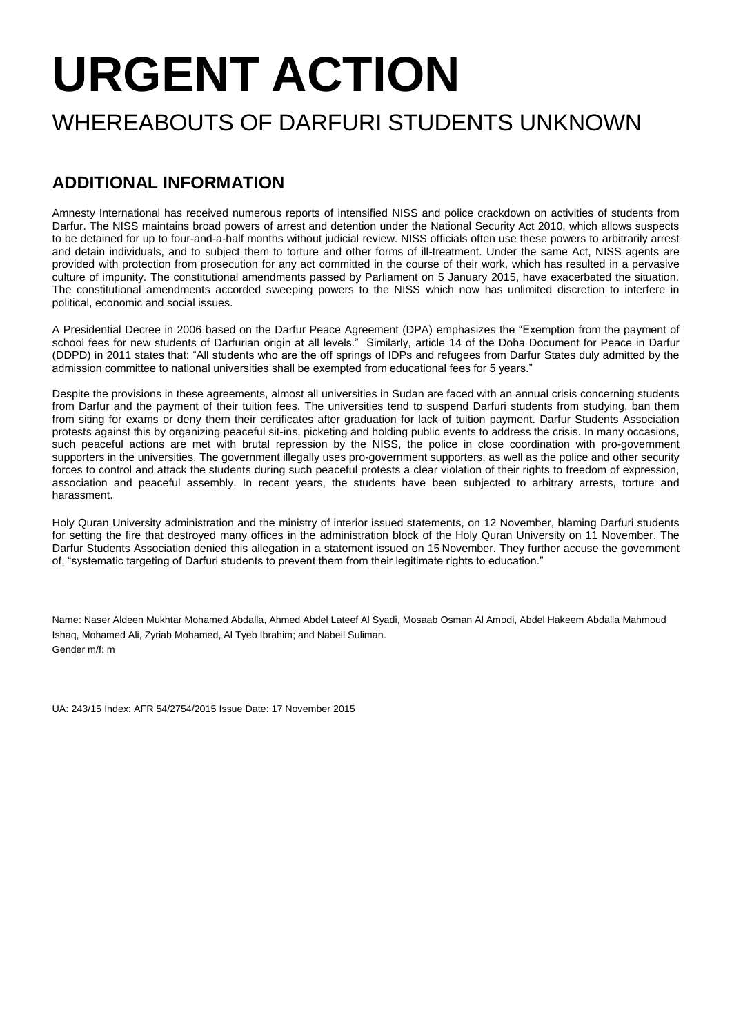# URGENT ACTION

WHEREABOUTS OF DARFURI STUDENTS UNKNOWN

## ADDITIONAL INFORMATION

Amnesty International has received numerous reports of intensified NISS and police crackdown on activities of students from Darfur. The NISS maintains broad powers of arrest and detention under the National Security Act 2010, which allows suspects to be detained for up to four-and-a-half months without judicial review. NISS officials often use these powers to arbitrarily arrest and detain individuals, and to subject them to torture and other forms of ill-treatment. Under the same Act, NISS agents are provided with protection from prosecution for any act committed in the course of their work, which has resulted in a pervasive culture of impunity. The constitutional amendments passed by Parliament on 5 January 2015, have exacerbated the situation. The constitutional amendments accorded sweeping powers to the NISS which now has unlimited discretion to interfere in political, economic and social issues.

A Presidential Decree in 2006 based on the Darfur Peace Agreement (DPA) emphasizes the "Exemption from the payment of school fees for new students of Darfurian origin at all levels." Similarly, article 14 of the Doha Document for Peace in Darfur (DDPD) in 2011 states that: "All students who are the off springs of IDPs and refugees from Darfur States duly admitted by the admission committee to national universities shall be exempted from educational fees for 5 years."

Despite the provisions in these agreements, almost all universities in Sudan are faced with an annual crisis concerning students from Darfur and the payment of their tuition fees. The universities tend to suspend Darfuri students from studying, ban them from siting for exams or deny them their certificates after graduation for lack of tuition payment. Darfur Students Association protests against this by organizing peaceful sit-ins, picketing and holding public events to address the crisis. In many occasions, such peaceful actions are met with brutal repression by the NISS, the police in close coordination with pro-government supporters in the universities. The government illegally uses pro-government supporters, as well as the police and other security forces to control and attack the students during such peaceful protests a clear violation of their rights to freedom of expression, association and peaceful assembly. In recent years, the students have been subjected to arbitrary arrests, torture and harassment.

Holy Quran University administration and the ministry of interior issued statements, on 12 November, blaming Darfuri students for setting the fire that destroyed many offices in the administration block of the Holy Quran University on 11 November. The Darfur Students Association denied this allegation in a statement issued on 15 November. They further accuse the government of, "systematic targeting of Darfuri students to prevent them from their legitimate rights to education."

Name: Naser Aldeen Mukhtar Mohamed Abdalla, Ahmed Abdel Lateef Al Syadi, Mosaab Osman Al Amodi, Abdel Hakeem Abdalla Mahmoud Ishaq, Mohamed Ali, Zyriab Mohamed, Al Tyeb Ibrahim; and Nabeil Suliman.
Gender m/f: m

UA: 243/15 Index: AFR 54/2754/2015 Issue Date: 17 November 2015